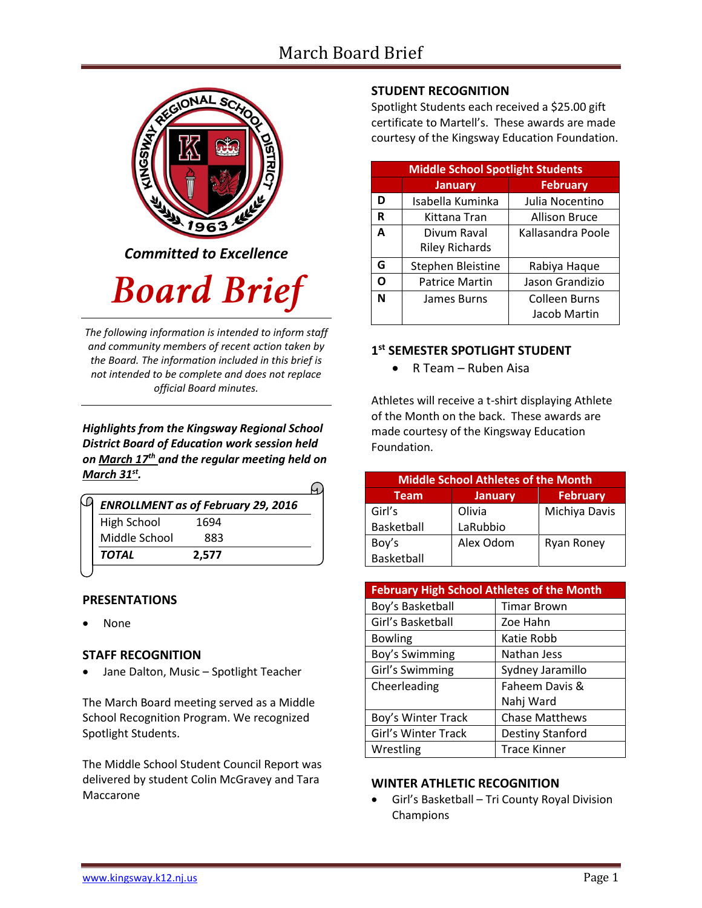*Committed to Excellence*

# Board Brief

*The following information is intended to inform staff and community members of recent action taken by the Board. The information included in this brief is not intended to be complete and does not replace official Board minutes.*

***Highlights from the Kingsway Regional School District Board of Education work session held on March 17th and the regular meeting held on March 31st.***

| ***ENROLLMENT as of February 29, 2016*** | |
|---|---|
| High School | 1694 |
| Middle School | 883 |
| ***TOTAL*** | **2,577** |

## PRESENTATIONS

- None

## STAFF RECOGNITION

- Jane Dalton, Music – Spotlight Teacher

The March Board meeting served as a Middle School Recognition Program. We recognized Spotlight Students.

The Middle School Student Council Report was delivered by student Colin McGravey and Tara Maccarone

## STUDENT RECOGNITION

Spotlight Students each received a $25.00 gift certificate to Martell's. These awards are made courtesy of the Kingsway Education Foundation.

| Middle School Spotlight Students | | |
|---|---|---|
| | **January** | **February** |
| **D** | Isabella Kuminka | Julia Nocentino |
| **R** | Kittana Tran | Allison Bruce |
| **A** | Divum Raval<br>Riley Richards | Kallasandra Poole |
| **G** | Stephen Bleistine | Rabiya Haque |
| **O** | Patrice Martin | Jason Grandizio |
| **N** | James Burns | Colleen Burns<br>Jacob Martin |

## 1st SEMESTER SPOTLIGHT STUDENT

- R Team – Ruben Aisa

Athletes will receive a t-shirt displaying Athlete of the Month on the back. These awards are made courtesy of the Kingsway Education Foundation.

| Middle School Athletes of the Month | | |
|---|---|---|
| **Team** | **January** | **February** |
| Girl's Basketball | Olivia LaRubbio | Michiya Davis |
| Boy's Basketball | Alex Odom | Ryan Roney |

| February High School Athletes of the Month | |
|---|---|
| Boy's Basketball | Timar Brown |
| Girl's Basketball | Zoe Hahn |
| Bowling | Katie Robb |
| Boy's Swimming | Nathan Jess |
| Girl's Swimming | Sydney Jaramillo |
| Cheerleading | Faheem Davis &<br>Nahj Ward |
| Boy's Winter Track | Chase Matthews |
| Girl's Winter Track | Destiny Stanford |
| Wrestling | Trace Kinner |

## WINTER ATHLETIC RECOGNITION

- Girl's Basketball – Tri County Royal Division Champions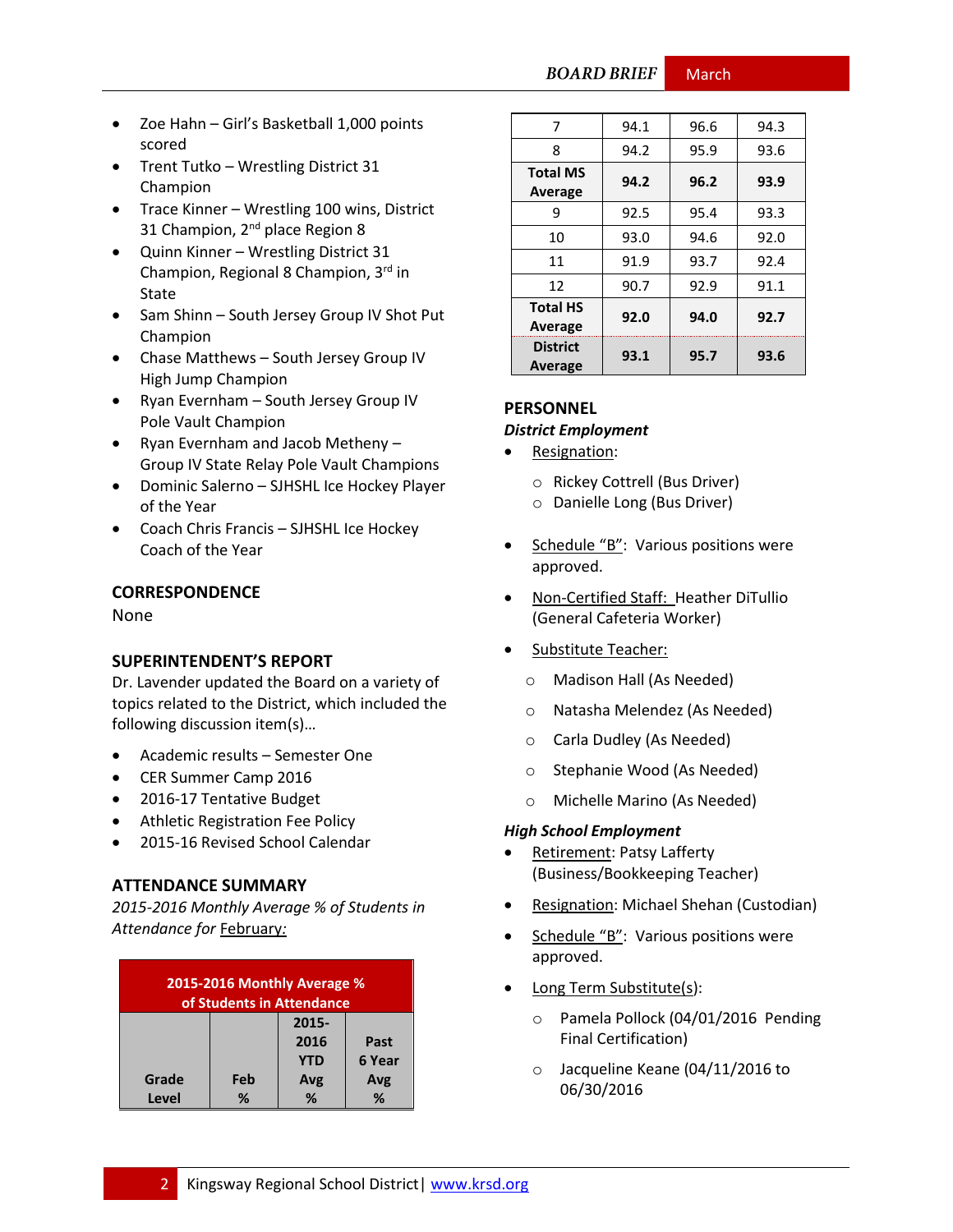- Zoe Hahn – Girl's Basketball 1,000 points scored
- Trent Tutko – Wrestling District 31 Champion
- Trace Kinner – Wrestling 100 wins, District 31 Champion, 2nd place Region 8
- Quinn Kinner – Wrestling District 31 Champion, Regional 8 Champion, 3rd in State
- Sam Shinn – South Jersey Group IV Shot Put Champion
- Chase Matthews – South Jersey Group IV High Jump Champion
- Ryan Evernham – South Jersey Group IV Pole Vault Champion
- Ryan Evernham and Jacob Metheny – Group IV State Relay Pole Vault Champions
- Dominic Salerno – SJHSHL Ice Hockey Player of the Year
- Coach Chris Francis – SJHSHL Ice Hockey Coach of the Year

## CORRESPONDENCE

None

## SUPERINTENDENT'S REPORT

Dr. Lavender updated the Board on a variety of topics related to the District, which included the following discussion item(s)…

- Academic results – Semester One
- CER Summer Camp 2016
- 2016-17 Tentative Budget
- Athletic Registration Fee Policy
- 2015-16 Revised School Calendar

## ATTENDANCE SUMMARY

*2015-2016 Monthly Average % of Students in Attendance for* February:

| 2015-2016 Monthly Average % of Students in Attendance | | | |
|---|---|---|---|
| Grade Level | Feb % | 2015-2016 YTD Avg % | Past 6 Year Avg % |
| 7 | 94.1 | 96.6 | 94.3 |
| 8 | 94.2 | 95.9 | 93.6 |
| **Total MS Average** | **94.2** | **96.2** | **93.9** |
| 9 | 92.5 | 95.4 | 93.3 |
| 10 | 93.0 | 94.6 | 92.0 |
| 11 | 91.9 | 93.7 | 92.4 |
| 12 | 90.7 | 92.9 | 91.1 |
| **Total HS Average** | **92.0** | **94.0** | **92.7** |
| **District Average** | **93.1** | **95.7** | **93.6** |

## PERSONNEL

### *District Employment*

- Resignation:
  - Rickey Cottrell (Bus Driver)
  - Danielle Long (Bus Driver)
- Schedule "B": Various positions were approved.
- Non-Certified Staff: Heather DiTullio (General Cafeteria Worker)
- Substitute Teacher:
  - Madison Hall (As Needed)
  - Natasha Melendez (As Needed)
  - Carla Dudley (As Needed)
  - Stephanie Wood (As Needed)
  - Michelle Marino (As Needed)

### *High School Employment*

- Retirement: Patsy Lafferty (Business/Bookkeeping Teacher)
- Resignation: Michael Shehan (Custodian)
- Schedule "B": Various positions were approved.
- Long Term Substitute(s):
  - Pamela Pollock (04/01/2016 Pending Final Certification)
  - Jacqueline Keane (04/11/2016 to 06/30/2016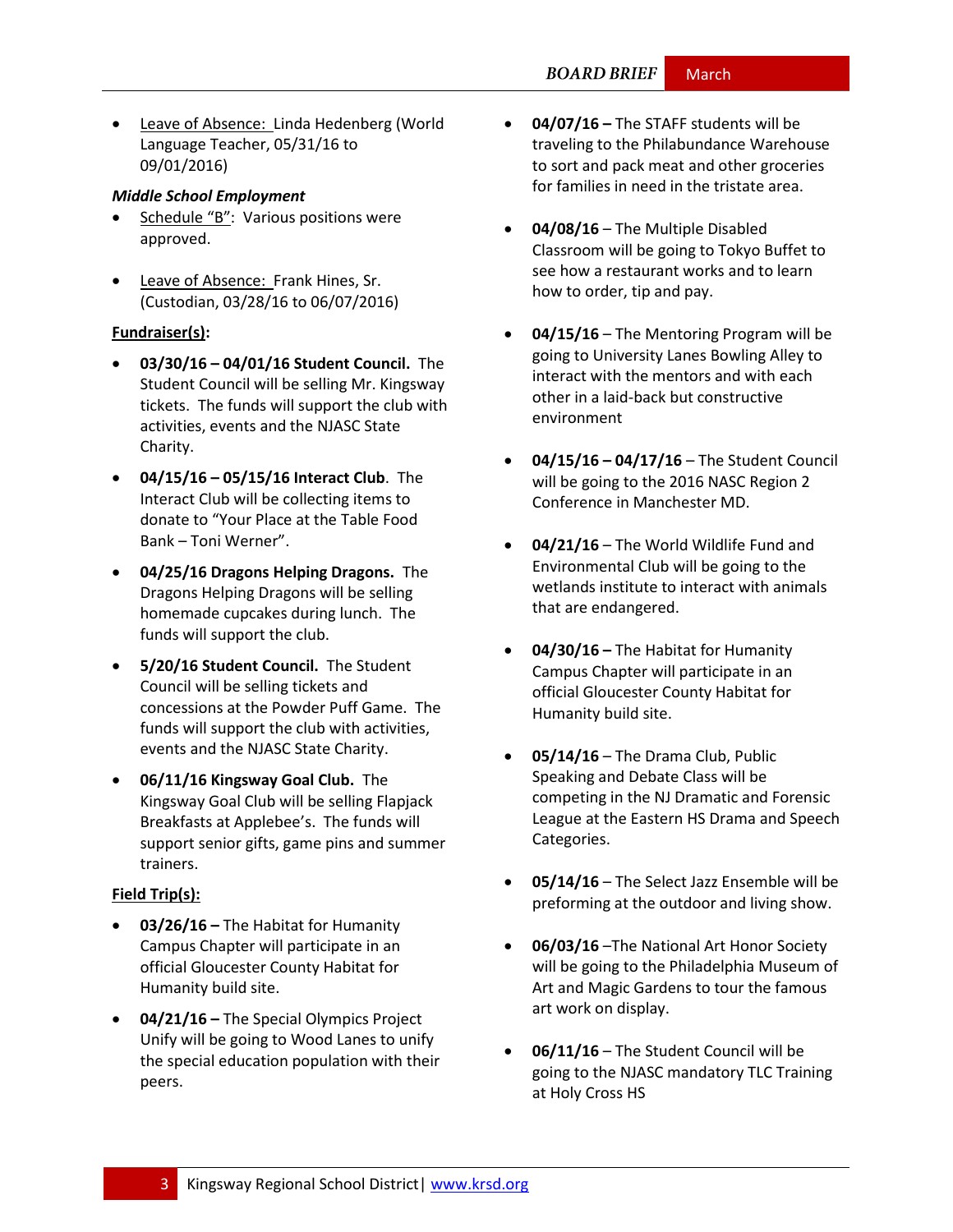- Leave of Absence: Linda Hedenberg (World Language Teacher, 05/31/16 to 09/01/2016)

***Middle School Employment***

- Schedule "B": Various positions were approved.
- Leave of Absence: Frank Hines, Sr. (Custodian, 03/28/16 to 06/07/2016)

**Fundraiser(s):**

- **03/30/16 – 04/01/16 Student Council.** The Student Council will be selling Mr. Kingsway tickets. The funds will support the club with activities, events and the NJASC State Charity.
- **04/15/16 – 05/15/16 Interact Club**. The Interact Club will be collecting items to donate to "Your Place at the Table Food Bank – Toni Werner".
- **04/25/16 Dragons Helping Dragons.** The Dragons Helping Dragons will be selling homemade cupcakes during lunch. The funds will support the club.
- **5/20/16 Student Council.** The Student Council will be selling tickets and concessions at the Powder Puff Game. The funds will support the club with activities, events and the NJASC State Charity.
- **06/11/16 Kingsway Goal Club.** The Kingsway Goal Club will be selling Flapjack Breakfasts at Applebee's. The funds will support senior gifts, game pins and summer trainers.

**Field Trip(s):**

- **03/26/16 –** The Habitat for Humanity Campus Chapter will participate in an official Gloucester County Habitat for Humanity build site.
- **04/21/16 –** The Special Olympics Project Unify will be going to Wood Lanes to unify the special education population with their peers.
- **04/07/16 –** The STAFF students will be traveling to the Philabundance Warehouse to sort and pack meat and other groceries for families in need in the tristate area.
- **04/08/16** – The Multiple Disabled Classroom will be going to Tokyo Buffet to see how a restaurant works and to learn how to order, tip and pay.
- **04/15/16** – The Mentoring Program will be going to University Lanes Bowling Alley to interact with the mentors and with each other in a laid-back but constructive environment
- **04/15/16 – 04/17/16** – The Student Council will be going to the 2016 NASC Region 2 Conference in Manchester MD.
- **04/21/16** – The World Wildlife Fund and Environmental Club will be going to the wetlands institute to interact with animals that are endangered.
- **04/30/16 –** The Habitat for Humanity Campus Chapter will participate in an official Gloucester County Habitat for Humanity build site.
- **05/14/16** – The Drama Club, Public Speaking and Debate Class will be competing in the NJ Dramatic and Forensic League at the Eastern HS Drama and Speech Categories.
- **05/14/16** – The Select Jazz Ensemble will be preforming at the outdoor and living show.
- **06/03/16** –The National Art Honor Society will be going to the Philadelphia Museum of Art and Magic Gardens to tour the famous art work on display.
- **06/11/16** – The Student Council will be going to the NJASC mandatory TLC Training at Holy Cross HS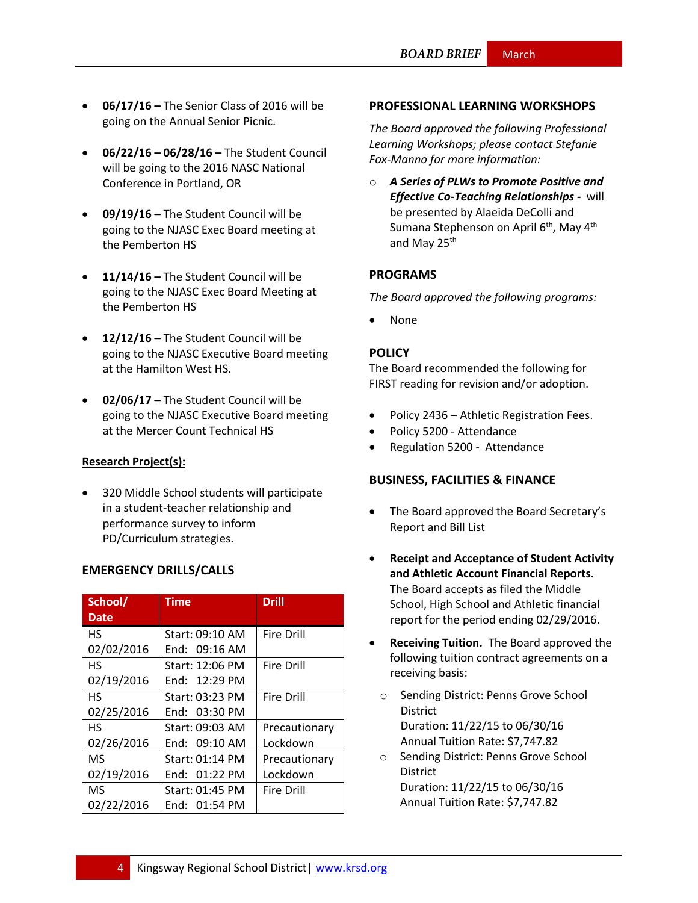- **06/17/16 –** The Senior Class of 2016 will be going on the Annual Senior Picnic.
- **06/22/16 – 06/28/16 –** The Student Council will be going to the 2016 NASC National Conference in Portland, OR
- **09/19/16 –** The Student Council will be going to the NJASC Exec Board meeting at the Pemberton HS
- **11/14/16 –** The Student Council will be going to the NJASC Exec Board Meeting at the Pemberton HS
- **12/12/16 –** The Student Council will be going to the NJASC Executive Board meeting at the Hamilton West HS.
- **02/06/17 –** The Student Council will be going to the NJASC Executive Board meeting at the Mercer Count Technical HS

**Research Project(s):**

- 320 Middle School students will participate in a student-teacher relationship and performance survey to inform PD/Curriculum strategies.

### EMERGENCY DRILLS/CALLS

| School/ Date | Time | Drill |
|---|---|---|
| HS 02/02/2016 | Start: 09:10 AM End: 09:16 AM | Fire Drill |
| HS 02/19/2016 | Start: 12:06 PM End: 12:29 PM | Fire Drill |
| HS 02/25/2016 | Start: 03:23 PM End: 03:30 PM | Fire Drill |
| HS 02/26/2016 | Start: 09:03 AM End: 09:10 AM | Precautionary Lockdown |
| MS 02/19/2016 | Start: 01:14 PM End: 01:22 PM | Precautionary Lockdown |
| MS 02/22/2016 | Start: 01:45 PM End: 01:54 PM | Fire Drill |

### PROFESSIONAL LEARNING WORKSHOPS

*The Board approved the following Professional Learning Workshops; please contact Stefanie Fox-Manno for more information:*

- ***A Series of PLWs to Promote Positive and Effective Co-Teaching Relationships -*** will be presented by Alaeida DeColli and Sumana Stephenson on April 6th, May 4th and May 25th

### PROGRAMS

*The Board approved the following programs:*

- None

### POLICY

The Board recommended the following for FIRST reading for revision and/or adoption.

- Policy 2436 – Athletic Registration Fees.
- Policy 5200 - Attendance
- Regulation 5200 - Attendance

### BUSINESS, FACILITIES & FINANCE

- The Board approved the Board Secretary's Report and Bill List
- **Receipt and Acceptance of Student Activity and Athletic Account Financial Reports.** The Board accepts as filed the Middle School, High School and Athletic financial report for the period ending 02/29/2016.
- **Receiving Tuition.** The Board approved the following tuition contract agreements on a receiving basis:
  - Sending District: Penns Grove School District
    Duration: 11/22/15 to 06/30/16
    Annual Tuition Rate: $7,747.82
  - Sending District: Penns Grove School District
    Duration: 11/22/15 to 06/30/16
    Annual Tuition Rate: $7,747.82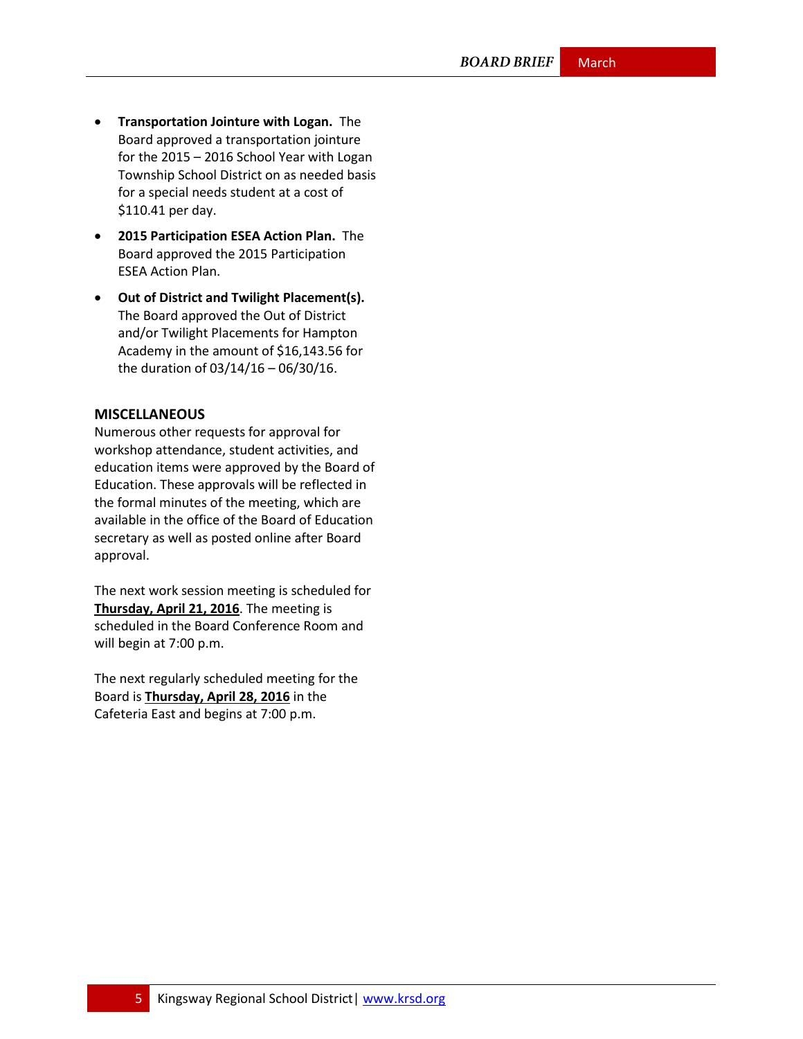- **Transportation Jointure with Logan.** The Board approved a transportation jointure for the 2015 – 2016 School Year with Logan Township School District on as needed basis for a special needs student at a cost of $110.41 per day.
- **2015 Participation ESEA Action Plan.** The Board approved the 2015 Participation ESEA Action Plan.
- **Out of District and Twilight Placement(s).** The Board approved the Out of District and/or Twilight Placements for Hampton Academy in the amount of $16,143.56 for the duration of 03/14/16 – 06/30/16.

### MISCELLANEOUS

Numerous other requests for approval for workshop attendance, student activities, and education items were approved by the Board of Education. These approvals will be reflected in the formal minutes of the meeting, which are available in the office of the Board of Education secretary as well as posted online after Board approval.

The next work session meeting is scheduled for **Thursday, April 21, 2016**. The meeting is scheduled in the Board Conference Room and will begin at 7:00 p.m.

The next regularly scheduled meeting for the Board is **Thursday, April 28, 2016** in the Cafeteria East and begins at 7:00 p.m.